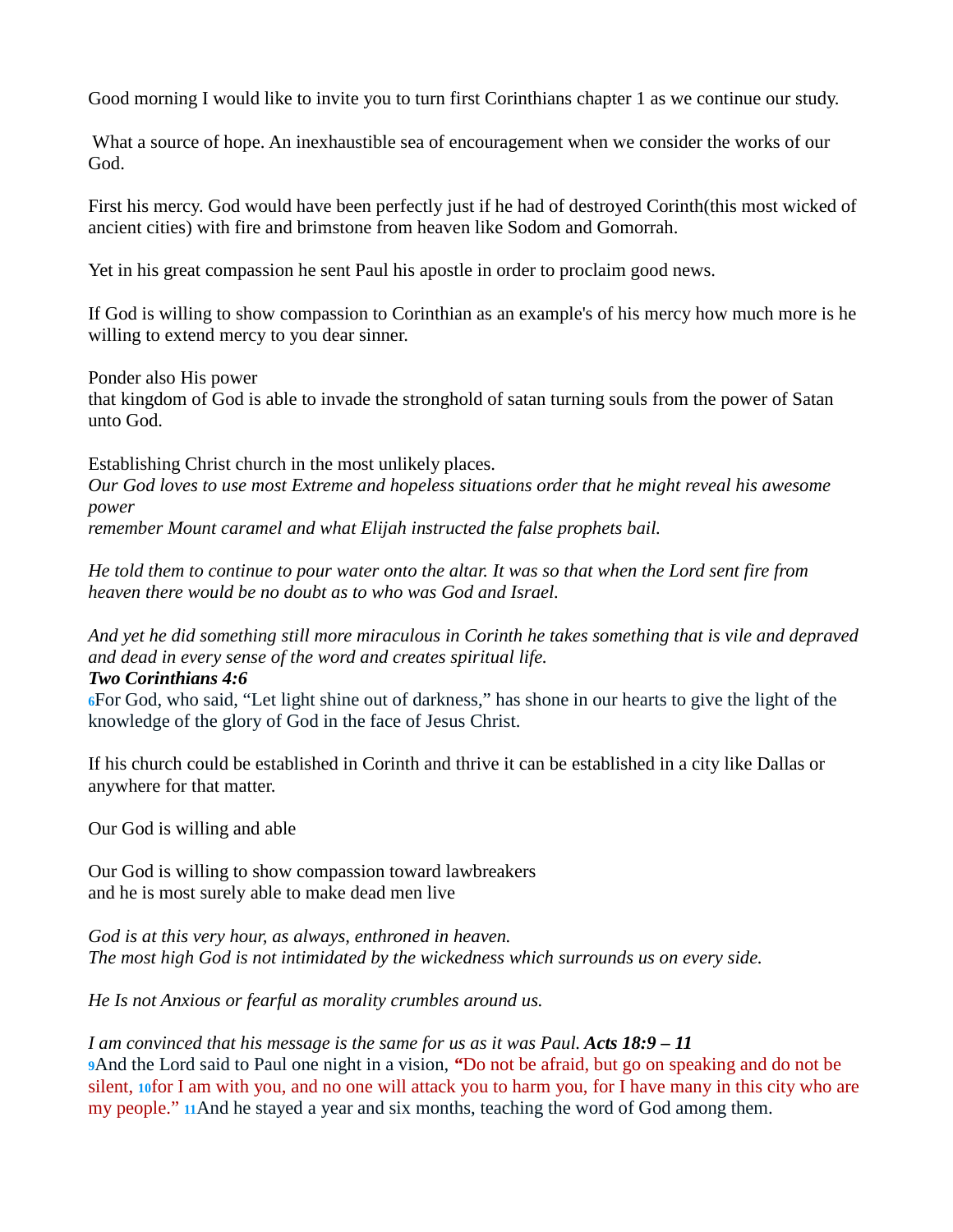Good morning I would like to invite you to turn first Corinthians chapter 1 as we continue our study.

What a source of hope. An inexhaustible sea of encouragement when we consider the works of our God.

First his mercy. God would have been perfectly just if he had of destroyed Corinth(this most wicked of ancient cities) with fire and brimstone from heaven like Sodom and Gomorrah.

Yet in his great compassion he sent Paul his apostle in order to proclaim good news.

If God is willing to show compassion to Corinthian as an example's of his mercy how much more is he willing to extend mercy to you dear sinner.

Ponder also His power
that kingdom of God is able to invade the stronghold of satan turning souls from the power of Satan unto God.

Establishing Christ church in the most unlikely places.
*Our God loves to use most Extreme and hopeless situations order that he might reveal his awesome power*
*remember Mount caramel and what Elijah instructed the false prophets bail.*

*He told them to continue to pour water onto the altar. It was so that when the Lord sent fire from heaven there would be no doubt as to who was God and Israel.*

*And yet he did something still more miraculous in Corinth he takes something that is vile and depraved and dead in every sense of the word and creates spiritual life.*
***Two Corinthians 4:6***
6For God, who said, “Let light shine out of darkness,” has shone in our hearts to give the light of the knowledge of the glory of God in the face of Jesus Christ.

If his church could be established in Corinth and thrive it can be established in a city like Dallas or anywhere for that matter.

Our God is willing and able

Our God is willing to show compassion toward lawbreakers
and he is most surely able to make dead men live

*God is at this very hour, as always, enthroned in heaven.*
*The most high God is not intimidated by the wickedness which surrounds us on every side.*

*He Is not Anxious or fearful as morality crumbles around us.*

*I am convinced that his message is the same for us as it was Paul.* ***Acts 18:9 – 11***
9And the Lord said to Paul one night in a vision, “Do not be afraid, but go on speaking and do not be silent, 10for I am with you, and no one will attack you to harm you, for I have many in this city who are my people.” 11And he stayed a year and six months, teaching the word of God among them.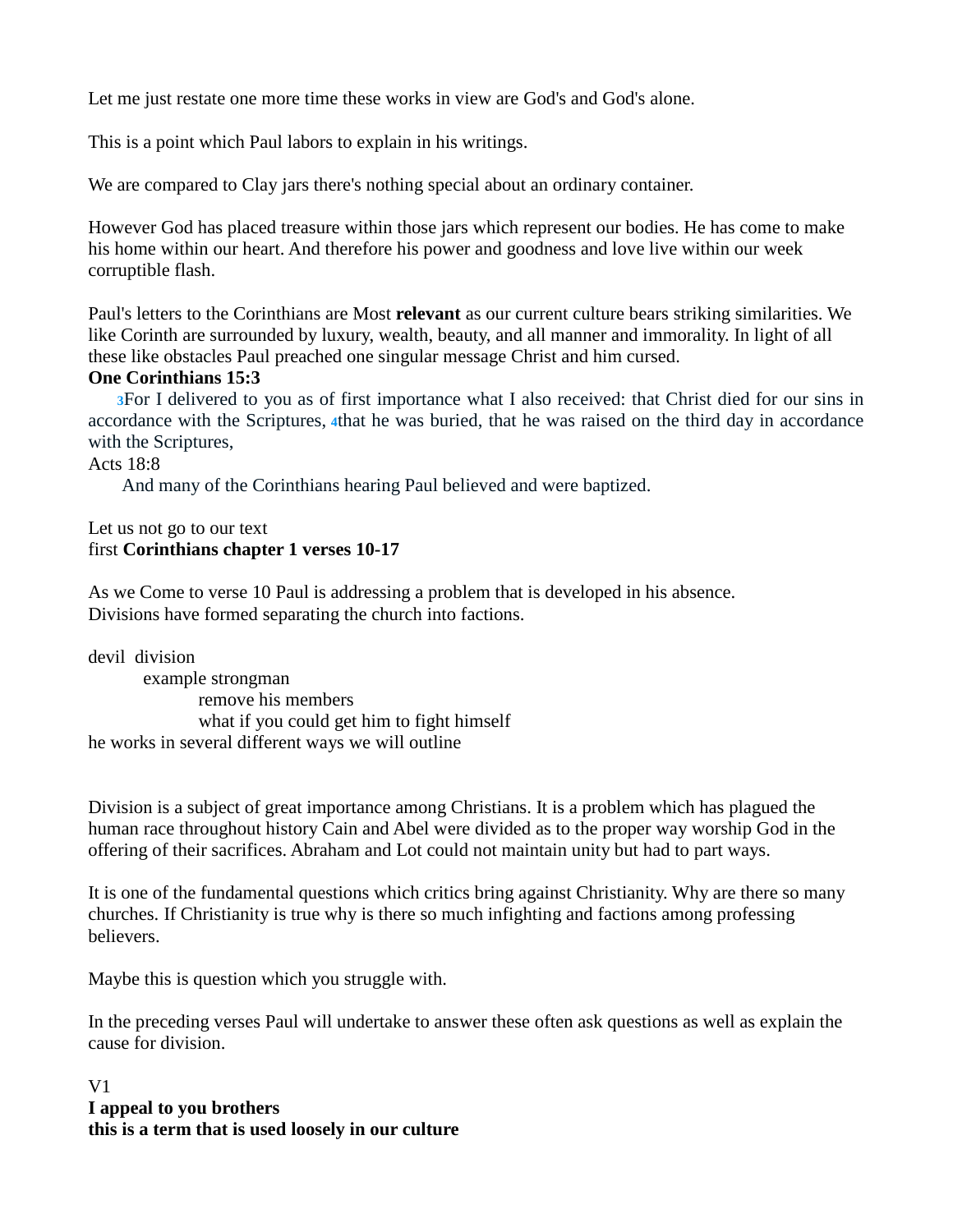Let me just restate one more time these works in view are God's and God's alone.

This is a point which Paul labors to explain in his writings.

We are compared to Clay jars there's nothing special about an ordinary container.

However God has placed treasure within those jars which represent our bodies. He has come to make his home within our heart. And therefore his power and goodness and love live within our week corruptible flash.

Paul's letters to the Corinthians are Most **relevant** as our current culture bears striking similarities. We like Corinth are surrounded by luxury, wealth, beauty, and all manner and immorality. In light of all these like obstacles Paul preached one singular message Christ and him cursed.

**One Corinthians 15:3**

[3]For I delivered to you as of first importance what I also received: that Christ died for our sins in accordance with the Scriptures, [4]that he was buried, that he was raised on the third day in accordance with the Scriptures,

Acts 18:8

And many of the Corinthians hearing Paul believed and were baptized.

Let us not go to our text
first **Corinthians chapter 1 verses 10-17**

As we Come to verse 10 Paul is addressing a problem that is developed in his absence.
Divisions have formed separating the church into factions.

devil division
- example strongman
  - remove his members
  - what if you could get him to fight himself

he works in several different ways we will outline

Division is a subject of great importance among Christians. It is a problem which has plagued the human race throughout history Cain and Abel were divided as to the proper way worship God in the offering of their sacrifices. Abraham and Lot could not maintain unity but had to part ways.

It is one of the fundamental questions which critics bring against Christianity. Why are there so many churches. If Christianity is true why is there so much infighting and factions among professing believers.

Maybe this is question which you struggle with.

In the preceding verses Paul will undertake to answer these often ask questions as well as explain the cause for division.

V1
**I appeal to you brothers**
**this is a term that is used loosely in our culture**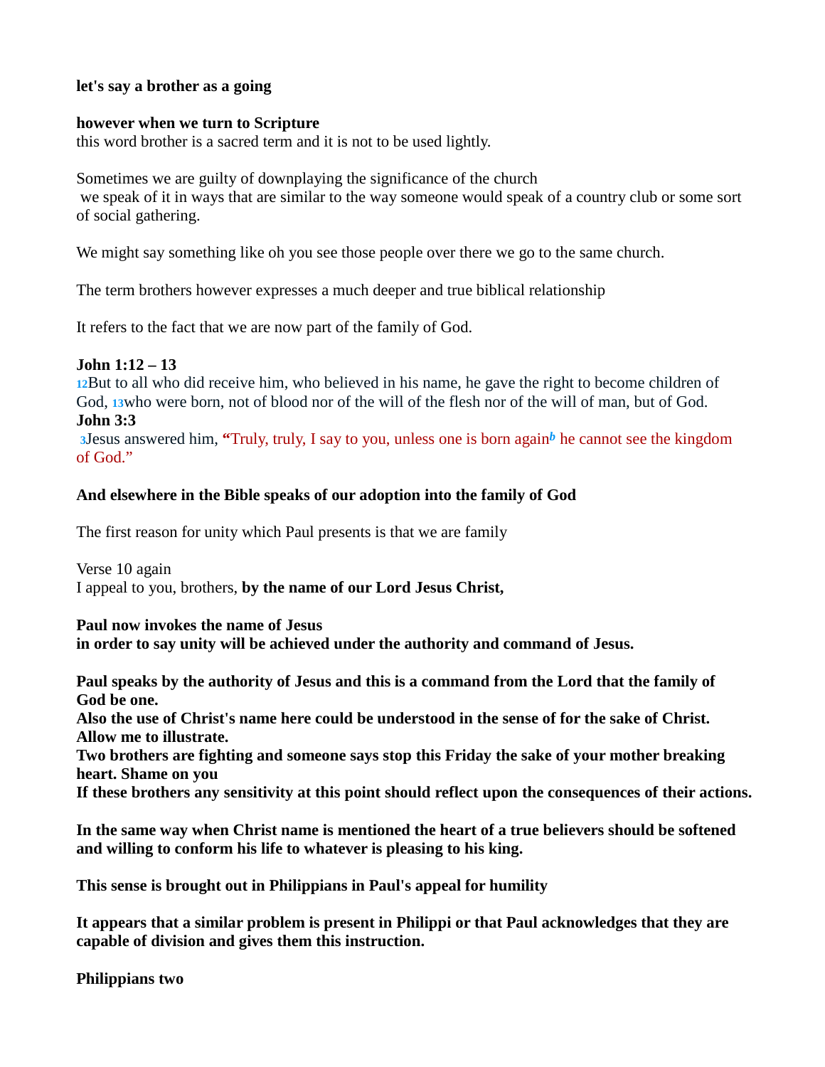**let's say a brother as a going**

**however when we turn to Scripture**
this word brother is a sacred term and it is not to be used lightly.

Sometimes we are guilty of downplaying the significance of the church
we speak of it in ways that are similar to the way someone would speak of a country club or some sort of social gathering.

We might say something like oh you see those people over there we go to the same church.

The term brothers however expresses a much deeper and true biblical relationship

It refers to the fact that we are now part of the family of God.

**John 1:12 – 13**
12But to all who did receive him, who believed in his name, he gave the right to become children of God, 13who were born, not of blood nor of the will of the flesh nor of the will of man, but of God.
**John 3:3**
3Jesus answered him, **"**Truly, truly, I say to you, unless one is born again*b* he cannot see the kingdom of God."

**And elsewhere in the Bible speaks of our adoption into the family of God**

The first reason for unity which Paul presents is that we are family

Verse 10 again
I appeal to you, brothers, **by the name of our Lord Jesus Christ,**

**Paul now invokes the name of Jesus**
**in order to say unity will be achieved under the authority and command of Jesus.**

**Paul speaks by the authority of Jesus and this is a command from the Lord that the family of God be one.**
**Also the use of Christ's name here could be understood in the sense of for the sake of Christ.**
**Allow me to illustrate.**
**Two brothers are fighting and someone says stop this Friday the sake of your mother breaking heart. Shame on you**
**If these brothers any sensitivity at this point should reflect upon the consequences of their actions.**

**In the same way when Christ name is mentioned the heart of a true believers should be softened and willing to conform his life to whatever is pleasing to his king.**

**This sense is brought out in Philippians in Paul's appeal for humility**

**It appears that a similar problem is present in Philippi or that Paul acknowledges that they are capable of division and gives them this instruction.**

**Philippians two**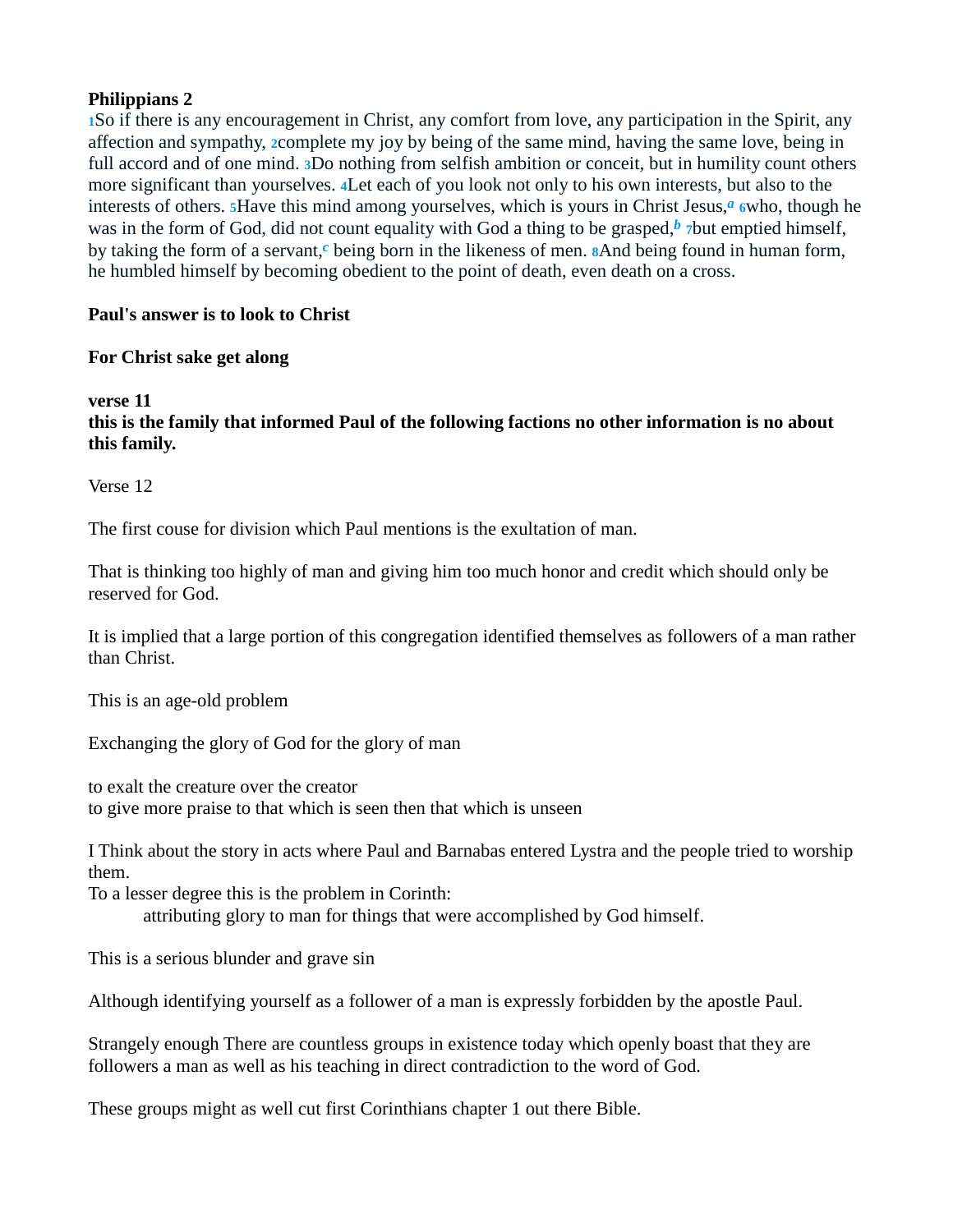**Philippians 2**
1So if there is any encouragement in Christ, any comfort from love, any participation in the Spirit, any affection and sympathy, 2complete my joy by being of the same mind, having the same love, being in full accord and of one mind. 3Do nothing from selfish ambition or conceit, but in humility count others more significant than yourselves. 4Let each of you look not only to his own interests, but also to the interests of others. 5Have this mind among yourselves, which is yours in Christ Jesus,[a] 6who, though he was in the form of God, did not count equality with God a thing to be grasped,[b] 7but emptied himself, by taking the form of a servant,[c] being born in the likeness of men. 8And being found in human form, he humbled himself by becoming obedient to the point of death, even death on a cross.

**Paul's answer is to look to Christ**

**For Christ sake get along**

**verse 11**
**this is the family that informed Paul of the following factions no other information is no about this family.**

Verse 12

The first couse for division which Paul mentions is the exultation of man.

That is thinking too highly of man and giving him too much honor and credit which should only be reserved for God.

It is implied that a large portion of this congregation identified themselves as followers of a man rather than Christ.

This is an age-old problem

Exchanging the glory of God for the glory of man

to exalt the creature over the creator
to give more praise to that which is seen then that which is unseen

I Think about the story in acts where Paul and Barnabas entered Lystra and the people tried to worship them.
To a lesser degree this is the problem in Corinth:
    attributing glory to man for things that were accomplished by God himself.

This is a serious blunder and grave sin

Although identifying yourself as a follower of a man is expressly forbidden by the apostle Paul.

Strangely enough There are countless groups in existence today which openly boast that they are followers a man as well as his teaching in direct contradiction to the word of God.

These groups might as well cut first Corinthians chapter 1 out there Bible.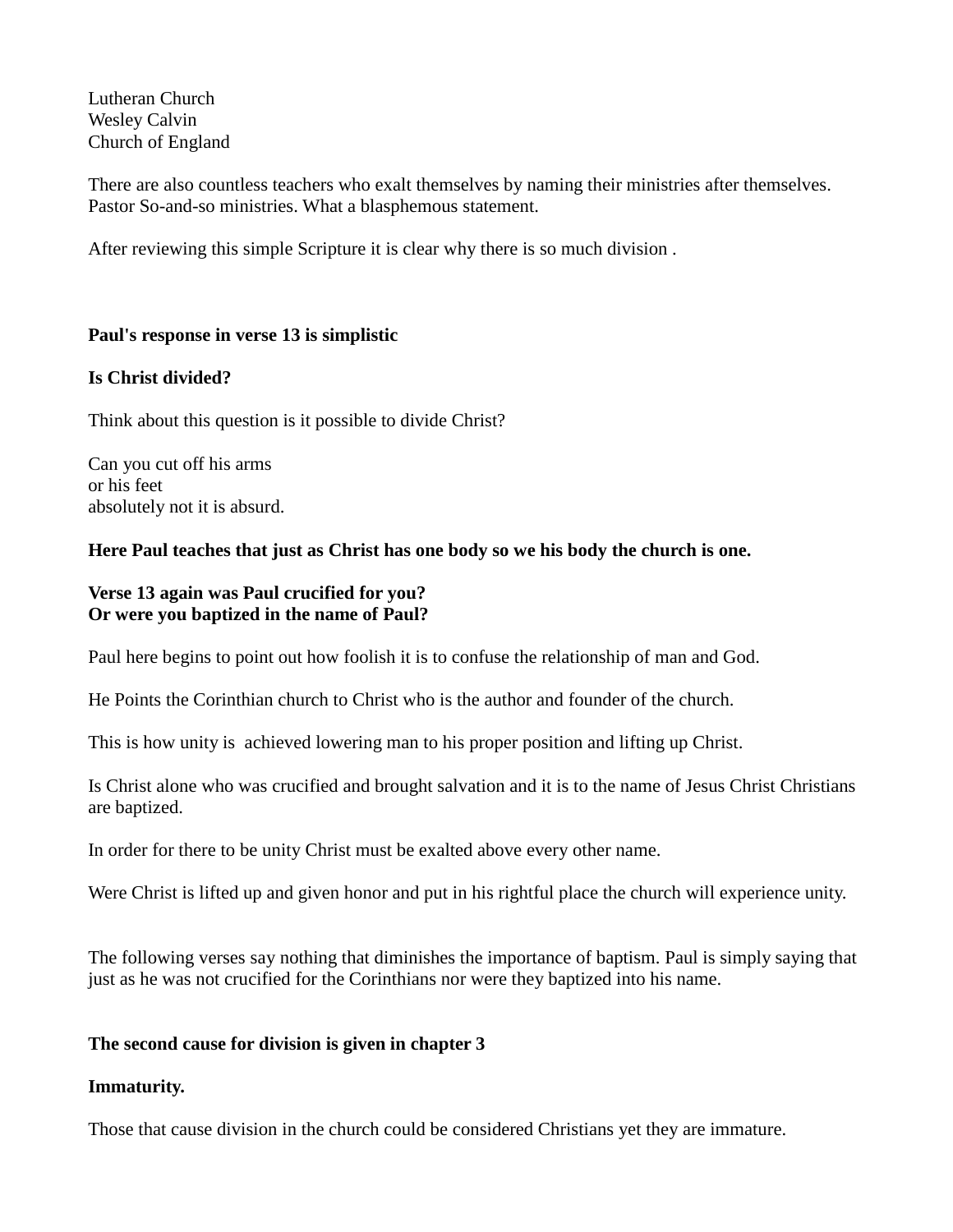Lutheran Church
Wesley Calvin
Church of England

There are also countless teachers who exalt themselves by naming their ministries after themselves. Pastor So-and-so ministries. What a blasphemous statement.

After reviewing this simple Scripture it is clear why there is so much division .

**Paul's response in verse 13 is simplistic**

**Is Christ divided?**

Think about this question is it possible to divide Christ?

Can you cut off his arms
or his feet
absolutely not it is absurd.

**Here Paul teaches that just as Christ has one body so we his body the church is one.**

**Verse 13 again was Paul crucified for you?**
**Or were you baptized in the name of Paul?**

Paul here begins to point out how foolish it is to confuse the relationship of man and God.

He Points the Corinthian church to Christ who is the author and founder of the church.

This is how unity is  achieved lowering man to his proper position and lifting up Christ.

Is Christ alone who was crucified and brought salvation and it is to the name of Jesus Christ Christians are baptized.

In order for there to be unity Christ must be exalted above every other name.

Were Christ is lifted up and given honor and put in his rightful place the church will experience unity.

The following verses say nothing that diminishes the importance of baptism. Paul is simply saying that just as he was not crucified for the Corinthians nor were they baptized into his name.

**The second cause for division is given in chapter 3**

**Immaturity.**

Those that cause division in the church could be considered Christians yet they are immature.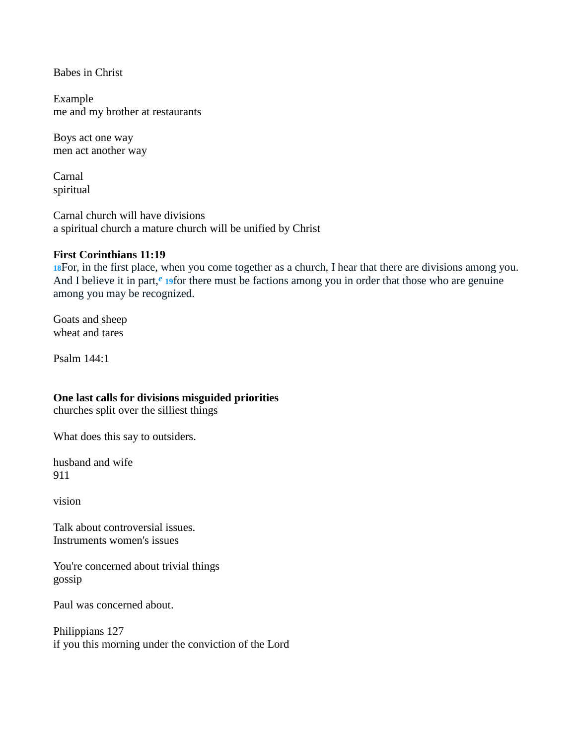Babes in Christ

Example
me and my brother at restaurants

Boys act one way
men act another way

Carnal
spiritual

Carnal church will have divisions
a spiritual church a mature church will be unified by Christ

**First Corinthians 11:19**
18For, in the first place, when you come together as a church, I hear that there are divisions among you. And I believe it in part,[e] 19for there must be factions among you in order that those who are genuine among you may be recognized.

Goats and sheep
wheat and tares

Psalm 144:1

**One last calls for divisions misguided priorities**
churches split over the silliest things

What does this say to outsiders.

husband and wife
911

vision

Talk about controversial issues.
Instruments women's issues

You're concerned about trivial things
gossip

Paul was concerned about.

Philippians 127
if you this morning under the conviction of the Lord